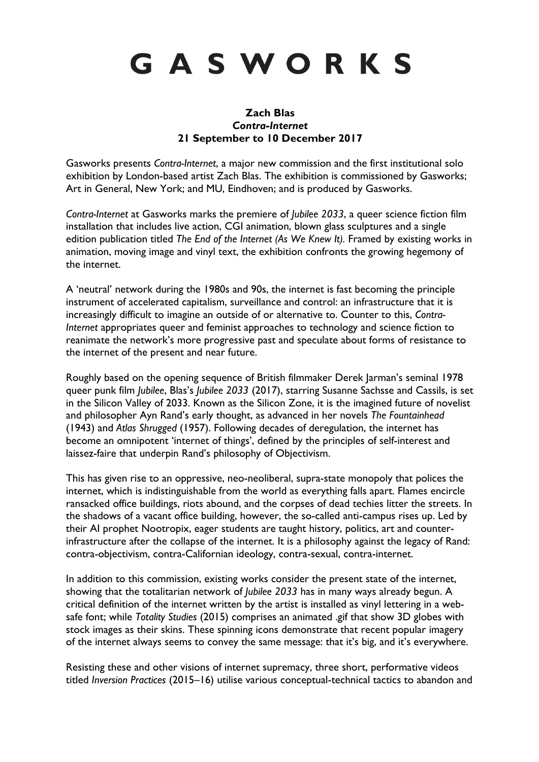# GASWORKS

**Zach Blas**
***Contra-Internet***
**21 September to 10 December 2017**

Gasworks presents *Contra-Internet*, a major new commission and the first institutional solo exhibition by London-based artist Zach Blas. The exhibition is commissioned by Gasworks; Art in General, New York; and MU, Eindhoven; and is produced by Gasworks.

*Contra-Internet* at Gasworks marks the premiere of *Jubilee 2033*, a queer science fiction film installation that includes live action, CGI animation, blown glass sculptures and a single edition publication titled *The End of the Internet (As We Knew It)*. Framed by existing works in animation, moving image and vinyl text, the exhibition confronts the growing hegemony of the internet.

A 'neutral' network during the 1980s and 90s, the internet is fast becoming the principle instrument of accelerated capitalism, surveillance and control: an infrastructure that it is increasingly difficult to imagine an outside of or alternative to. Counter to this, *Contra-Internet* appropriates queer and feminist approaches to technology and science fiction to reanimate the network's more progressive past and speculate about forms of resistance to the internet of the present and near future.

Roughly based on the opening sequence of British filmmaker Derek Jarman's seminal 1978 queer punk film *Jubilee*, Blas's *Jubilee 2033* (2017), starring Susanne Sachsse and Cassils, is set in the Silicon Valley of 2033. Known as the Silicon Zone, it is the imagined future of novelist and philosopher Ayn Rand's early thought, as advanced in her novels *The Fountainhead* (1943) and *Atlas Shrugged* (1957). Following decades of deregulation, the internet has become an omnipotent 'internet of things', defined by the principles of self-interest and laissez-faire that underpin Rand's philosophy of Objectivism.

This has given rise to an oppressive, neo-neoliberal, supra-state monopoly that polices the internet, which is indistinguishable from the world as everything falls apart. Flames encircle ransacked office buildings, riots abound, and the corpses of dead techies litter the streets. In the shadows of a vacant office building, however, the so-called anti-campus rises up. Led by their AI prophet Nootropix, eager students are taught history, politics, art and counter-infrastructure after the collapse of the internet. It is a philosophy against the legacy of Rand: contra-objectivism, contra-Californian ideology, contra-sexual, contra-internet.

In addition to this commission, existing works consider the present state of the internet, showing that the totalitarian network of *Jubilee 2033* has in many ways already begun. A critical definition of the internet written by the artist is installed as vinyl lettering in a web-safe font; while *Totality Studies* (2015) comprises an animated .gif that show 3D globes with stock images as their skins. These spinning icons demonstrate that recent popular imagery of the internet always seems to convey the same message: that it's big, and it's everywhere.

Resisting these and other visions of internet supremacy, three short, performative videos titled *Inversion Practices* (2015–16) utilise various conceptual-technical tactics to abandon and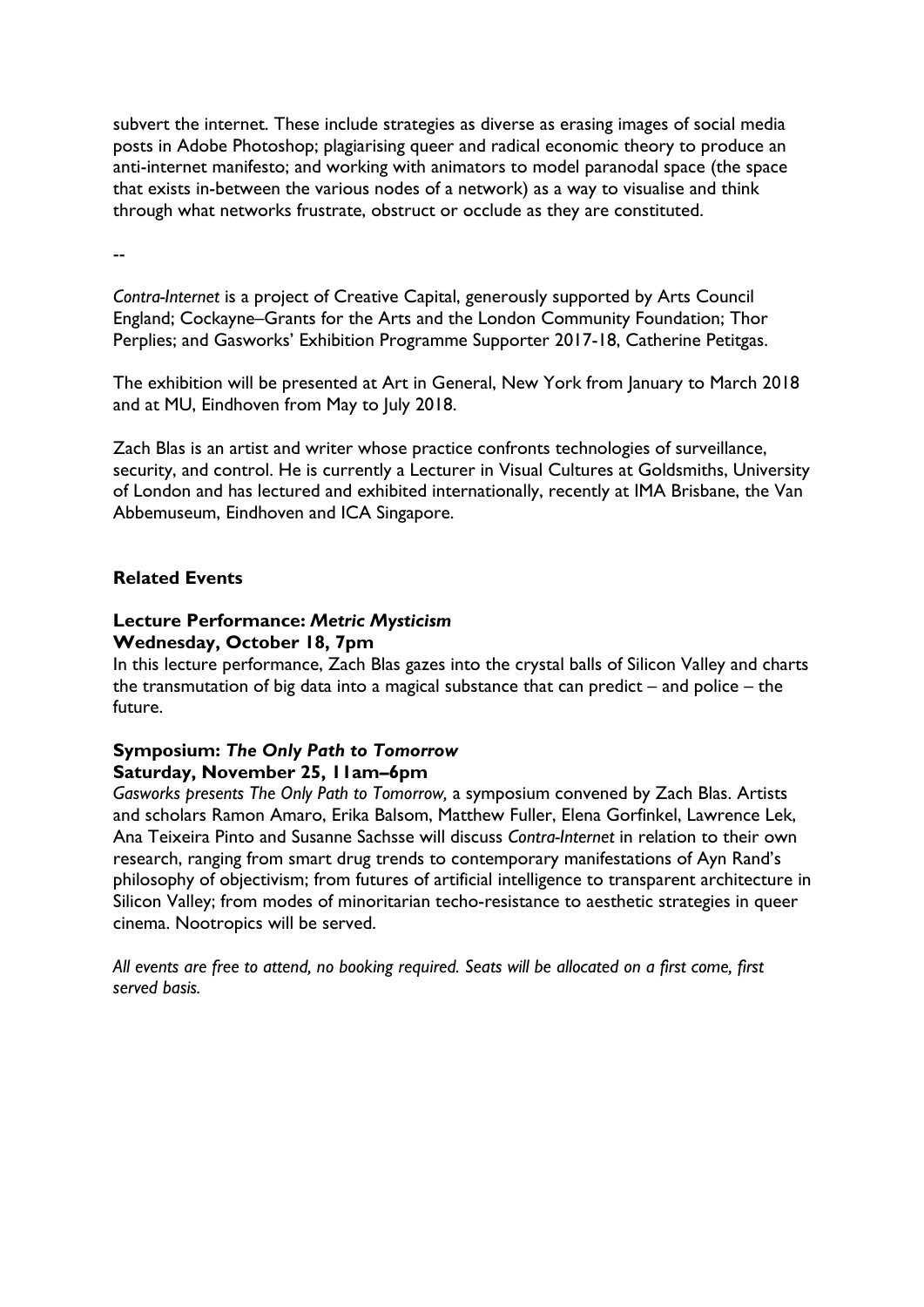subvert the internet. These include strategies as diverse as erasing images of social media posts in Adobe Photoshop; plagiarising queer and radical economic theory to produce an anti-internet manifesto; and working with animators to model paranodal space (the space that exists in-between the various nodes of a network) as a way to visualise and think through what networks frustrate, obstruct or occlude as they are constituted.

--

*Contra-Internet* is a project of Creative Capital, generously supported by Arts Council England; Cockayne–Grants for the Arts and the London Community Foundation; Thor Perplies; and Gasworks' Exhibition Programme Supporter 2017-18, Catherine Petitgas.

The exhibition will be presented at Art in General, New York from January to March 2018 and at MU, Eindhoven from May to July 2018.

Zach Blas is an artist and writer whose practice confronts technologies of surveillance, security, and control. He is currently a Lecturer in Visual Cultures at Goldsmiths, University of London and has lectured and exhibited internationally, recently at IMA Brisbane, the Van Abbemuseum, Eindhoven and ICA Singapore.

## Related Events

### Lecture Performance: *Metric Mysticism*
**Wednesday, October 18, 7pm**

In this lecture performance, Zach Blas gazes into the crystal balls of Silicon Valley and charts the transmutation of big data into a magical substance that can predict – and police – the future.

### Symposium: *The Only Path to Tomorrow*
**Saturday, November 25, 11am–6pm**

*Gasworks presents The Only Path to Tomorrow,* a symposium convened by Zach Blas. Artists and scholars Ramon Amaro, Erika Balsom, Matthew Fuller, Elena Gorfinkel, Lawrence Lek, Ana Teixeira Pinto and Susanne Sachsse will discuss *Contra-Internet* in relation to their own research, ranging from smart drug trends to contemporary manifestations of Ayn Rand's philosophy of objectivism; from futures of artificial intelligence to transparent architecture in Silicon Valley; from modes of minoritarian techo-resistance to aesthetic strategies in queer cinema. Nootropics will be served.

*All events are free to attend, no booking required. Seats will be allocated on a first come, first served basis.*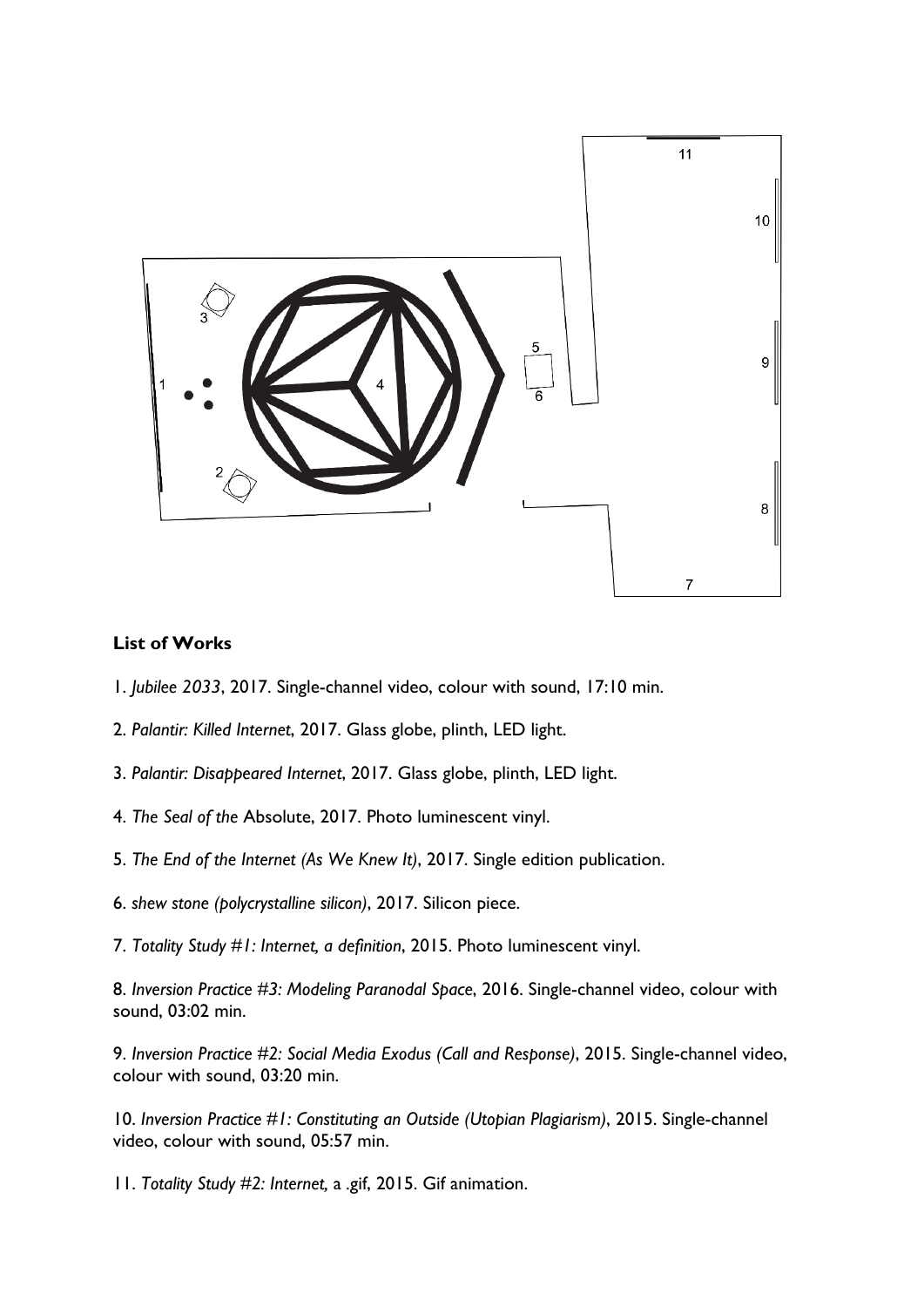## List of Works

1. *Jubilee 2033*, 2017. Single-channel video, colour with sound, 17:10 min.

2. *Palantir: Killed Internet*, 2017. Glass globe, plinth, LED light.

3. *Palantir: Disappeared Internet*, 2017. Glass globe, plinth, LED light.

4. *The Seal of the* Absolute, 2017. Photo luminescent vinyl.

5. *The End of the Internet (As We Knew It)*, 2017. Single edition publication.

6. *shew stone (polycrystalline silicon)*, 2017. Silicon piece.

7. *Totality Study #1: Internet, a definition*, 2015. Photo luminescent vinyl.

8. *Inversion Practice #3: Modeling Paranodal Space*, 2016. Single-channel video, colour with sound, 03:02 min.

9. *Inversion Practice #2: Social Media Exodus (Call and Response)*, 2015. Single-channel video, colour with sound, 03:20 min.

10. *Inversion Practice #1: Constituting an Outside (Utopian Plagiarism)*, 2015. Single-channel video, colour with sound, 05:57 min.

11. *Totality Study #2: Internet,* a .gif, 2015. Gif animation.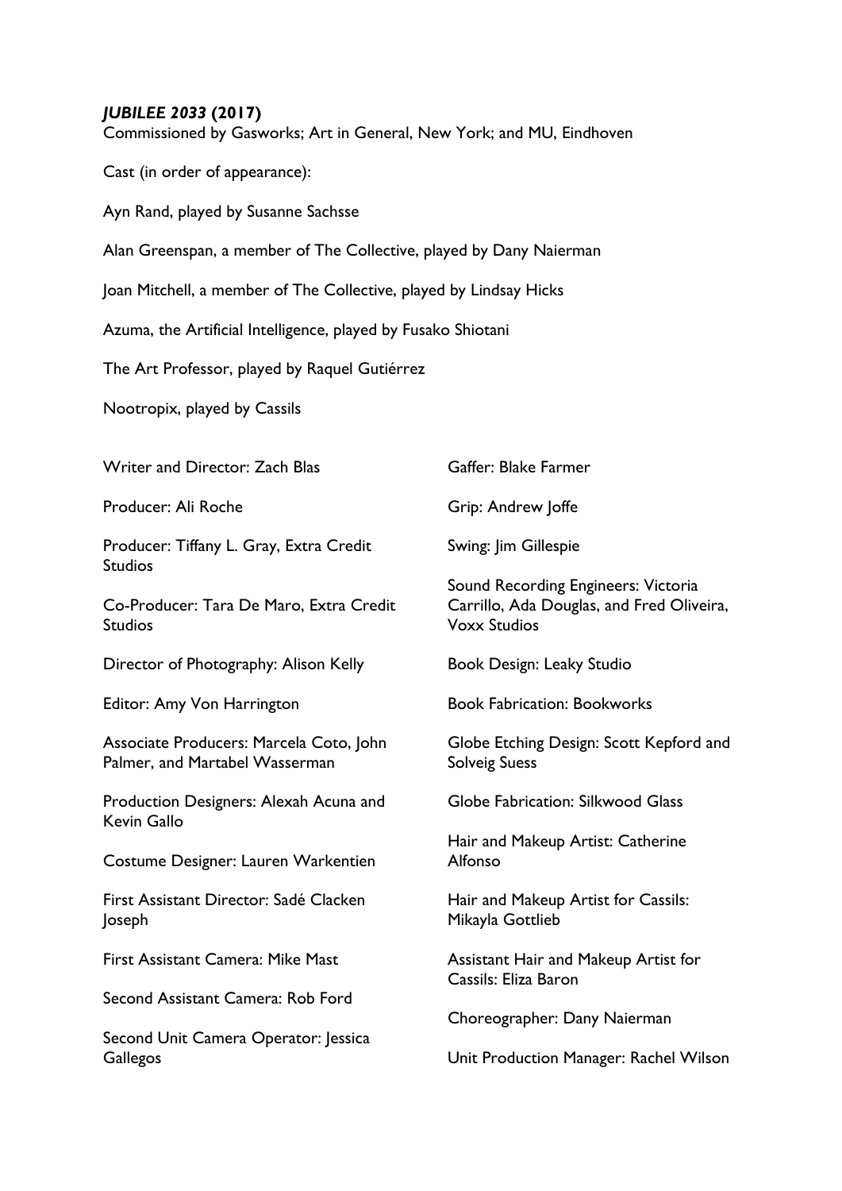***JUBILEE 2033* (2017)**

Commissioned by Gasworks; Art in General, New York; and MU, Eindhoven

Cast (in order of appearance):

Ayn Rand, played by Susanne Sachsse

Alan Greenspan, a member of The Collective, played by Dany Naierman

Joan Mitchell, a member of The Collective, played by Lindsay Hicks

Azuma, the Artificial Intelligence, played by Fusako Shiotani

The Art Professor, played by Raquel Gutiérrez

Nootropix, played by Cassils

Writer and Director: Zach Blas

Producer: Ali Roche

Producer: Tiffany L. Gray, Extra Credit Studios

Co-Producer: Tara De Maro, Extra Credit Studios

Director of Photography: Alison Kelly

Editor: Amy Von Harrington

Associate Producers: Marcela Coto, John Palmer, and Martabel Wasserman

Production Designers: Alexah Acuna and Kevin Gallo

Costume Designer: Lauren Warkentien

First Assistant Director: Sadé Clacken Joseph

First Assistant Camera: Mike Mast

Second Assistant Camera: Rob Ford

Second Unit Camera Operator: Jessica Gallegos

Gaffer: Blake Farmer

Grip: Andrew Joffe

Swing: Jim Gillespie

Sound Recording Engineers: Victoria Carrillo, Ada Douglas, and Fred Oliveira, Voxx Studios

Book Design: Leaky Studio

Book Fabrication: Bookworks

Globe Etching Design: Scott Kepford and Solveig Suess

Globe Fabrication: Silkwood Glass

Hair and Makeup Artist: Catherine Alfonso

Hair and Makeup Artist for Cassils: Mikayla Gottlieb

Assistant Hair and Makeup Artist for Cassils: Eliza Baron

Choreographer: Dany Naierman

Unit Production Manager: Rachel Wilson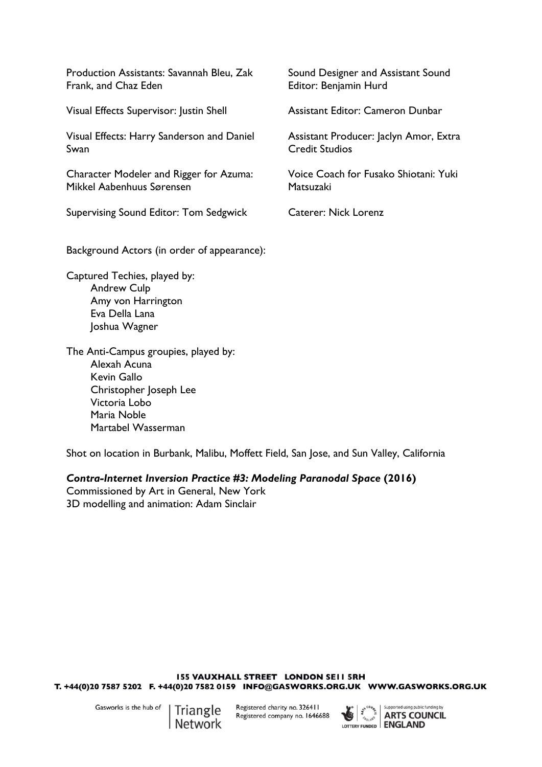Production Assistants: Savannah Bleu, Zak Frank, and Chaz Eden

Visual Effects Supervisor: Justin Shell

Visual Effects: Harry Sanderson and Daniel Swan

Character Modeler and Rigger for Azuma: Mikkel Aabenhuus Sørensen

Supervising Sound Editor: Tom Sedgwick

Sound Designer and Assistant Sound Editor: Benjamin Hurd

Assistant Editor: Cameron Dunbar

Assistant Producer: Jaclyn Amor, Extra Credit Studios

Voice Coach for Fusako Shiotani: Yuki Matsuzaki

Caterer: Nick Lorenz

Background Actors (in order of appearance):

Captured Techies, played by:
- Andrew Culp
- Amy von Harrington
- Eva Della Lana
- Joshua Wagner

The Anti-Campus groupies, played by:
- Alexah Acuna
- Kevin Gallo
- Christopher Joseph Lee
- Victoria Lobo
- Maria Noble
- Martabel Wasserman

Shot on location in Burbank, Malibu, Moffett Field, San Jose, and Sun Valley, California

***Contra-Internet Inversion Practice #3: Modeling Paranodal Space* (2016)**
Commissioned by Art in General, New York
3D modelling and animation: Adam Sinclair